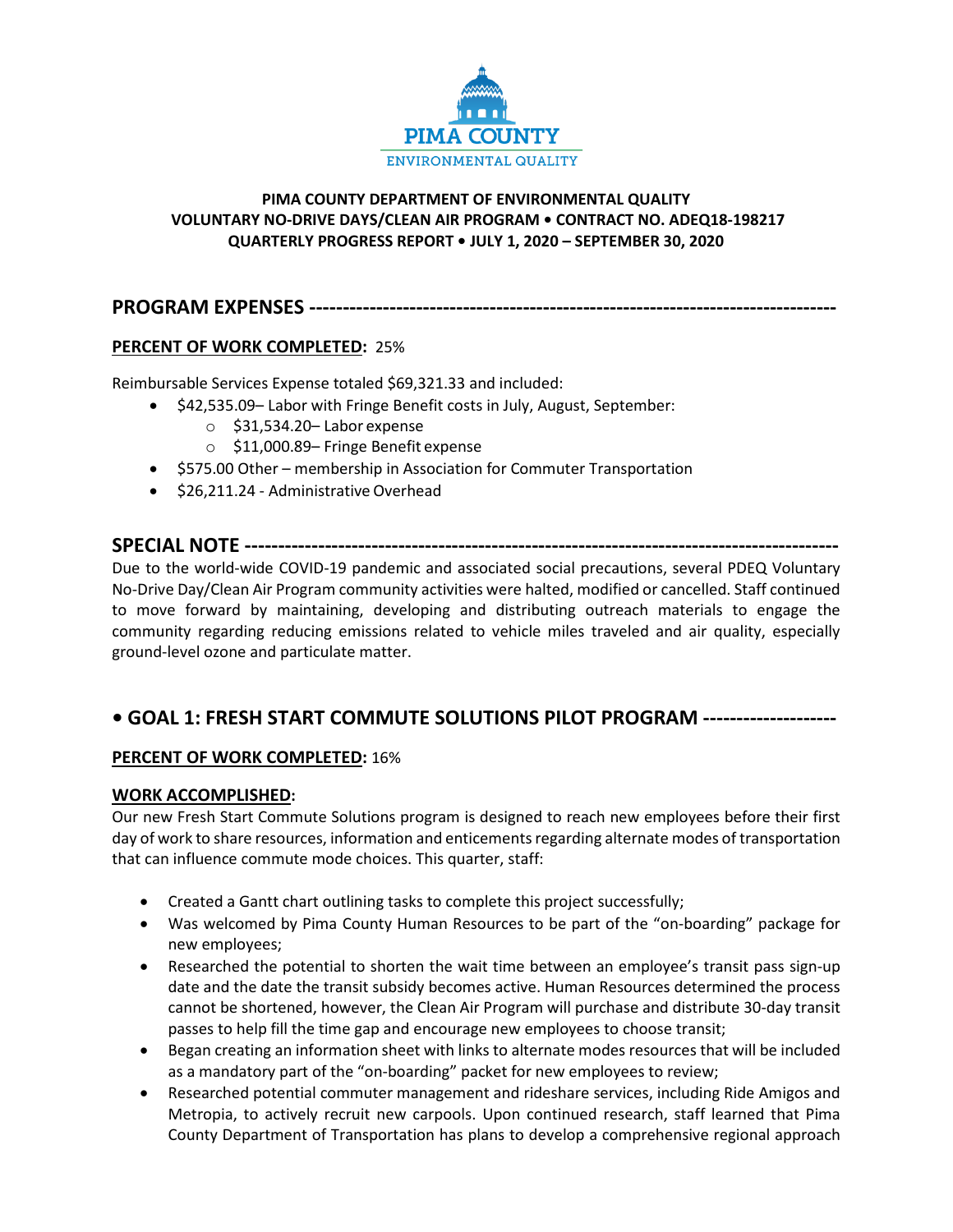PIMA COUNTY
ENVIRONMENTAL QUALITY

**PIMA COUNTY DEPARTMENT OF ENVIRONMENTAL QUALITY**
**VOLUNTARY NO-DRIVE DAYS/CLEAN AIR PROGRAM • CONTRACT NO. ADEQ18-198217**
**QUARTERLY PROGRESS REPORT • JULY 1, 2020 – SEPTEMBER 30, 2020**

## PROGRAM EXPENSES ---------------------------------------------------------------------------

**PERCENT OF WORK COMPLETED:** 25%

Reimbursable Services Expense totaled $69,321.33 and included:

- $42,535.09– Labor with Fringe Benefit costs in July, August, September:
  - $31,534.20– Labor expense
  - $11,000.89– Fringe Benefit expense
- $575.00 Other – membership in Association for Commuter Transportation
- $26,211.24 - Administrative Overhead

## SPECIAL NOTE -----------------------------------------------------------------------------------------

Due to the world-wide COVID-19 pandemic and associated social precautions, several PDEQ Voluntary No-Drive Day/Clean Air Program community activities were halted, modified or cancelled. Staff continued to move forward by maintaining, developing and distributing outreach materials to engage the community regarding reducing emissions related to vehicle miles traveled and air quality, especially ground-level ozone and particulate matter.

## • GOAL 1: FRESH START COMMUTE SOLUTIONS PILOT PROGRAM -------------------

**PERCENT OF WORK COMPLETED:** 16%

**WORK ACCOMPLISHED:**

Our new Fresh Start Commute Solutions program is designed to reach new employees before their first day of work to share resources, information and enticements regarding alternate modes of transportation that can influence commute mode choices. This quarter, staff:

- Created a Gantt chart outlining tasks to complete this project successfully;
- Was welcomed by Pima County Human Resources to be part of the "on-boarding" package for new employees;
- Researched the potential to shorten the wait time between an employee's transit pass sign-up date and the date the transit subsidy becomes active. Human Resources determined the process cannot be shortened, however, the Clean Air Program will purchase and distribute 30-day transit passes to help fill the time gap and encourage new employees to choose transit;
- Began creating an information sheet with links to alternate modes resources that will be included as a mandatory part of the "on-boarding" packet for new employees to review;
- Researched potential commuter management and rideshare services, including Ride Amigos and Metropia, to actively recruit new carpools. Upon continued research, staff learned that Pima County Department of Transportation has plans to develop a comprehensive regional approach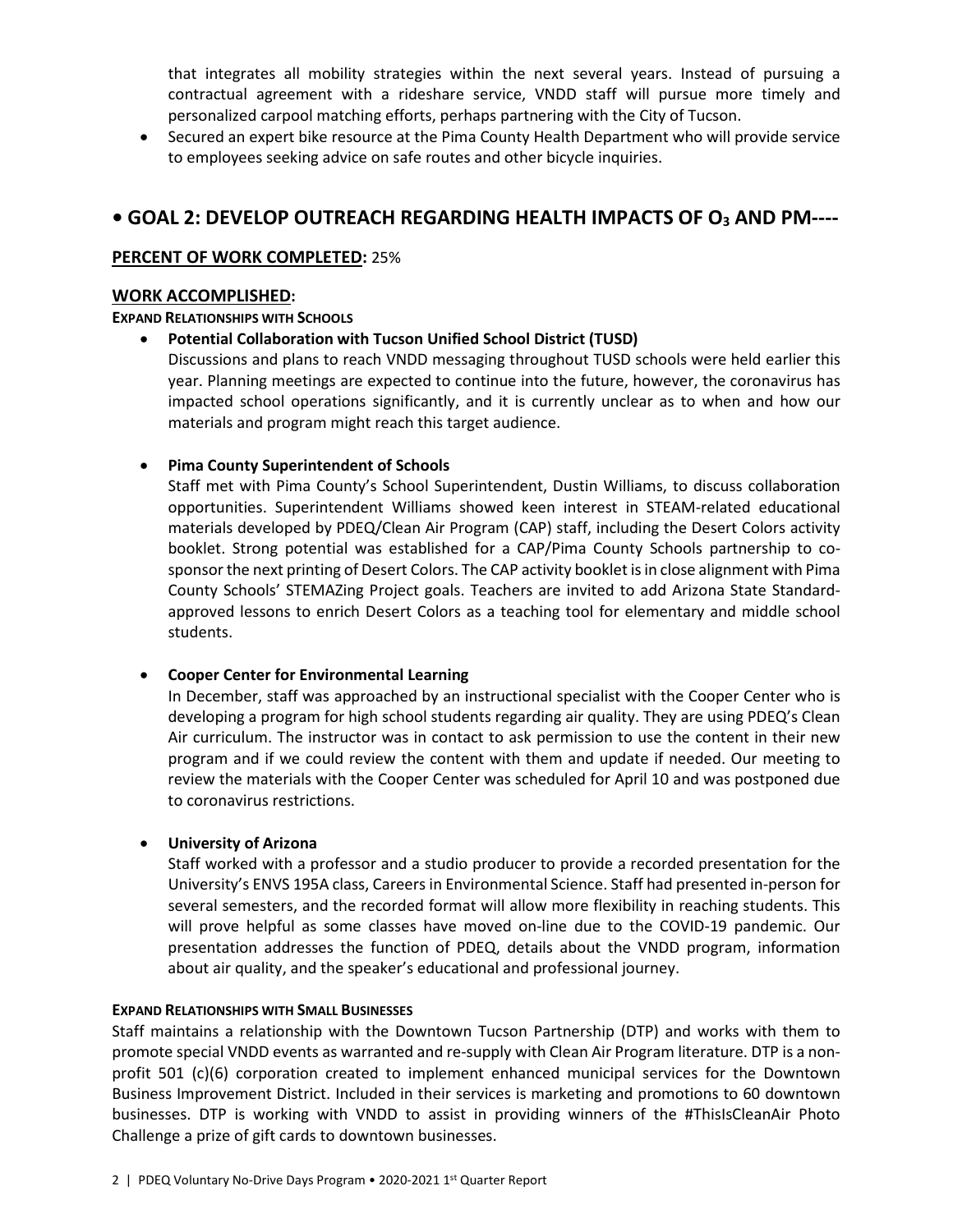that integrates all mobility strategies within the next several years. Instead of pursuing a contractual agreement with a rideshare service, VNDD staff will pursue more timely and personalized carpool matching efforts, perhaps partnering with the City of Tucson.

- Secured an expert bike resource at the Pima County Health Department who will provide service to employees seeking advice on safe routes and other bicycle inquiries.

## • GOAL 2: DEVELOP OUTREACH REGARDING HEALTH IMPACTS OF $O_3$ AND PM----

**PERCENT OF WORK COMPLETED:** 25%

**WORK ACCOMPLISHED:**

**EXPAND RELATIONSHIPS WITH SCHOOLS**

- **Potential Collaboration with Tucson Unified School District (TUSD)**
  Discussions and plans to reach VNDD messaging throughout TUSD schools were held earlier this year. Planning meetings are expected to continue into the future, however, the coronavirus has impacted school operations significantly, and it is currently unclear as to when and how our materials and program might reach this target audience.

- **Pima County Superintendent of Schools**
  Staff met with Pima County's School Superintendent, Dustin Williams, to discuss collaboration opportunities. Superintendent Williams showed keen interest in STEAM-related educational materials developed by PDEQ/Clean Air Program (CAP) staff, including the Desert Colors activity booklet. Strong potential was established for a CAP/Pima County Schools partnership to co-sponsor the next printing of Desert Colors. The CAP activity booklet is in close alignment with Pima County Schools' STEMAZing Project goals. Teachers are invited to add Arizona State Standard-approved lessons to enrich Desert Colors as a teaching tool for elementary and middle school students.

- **Cooper Center for Environmental Learning**
  In December, staff was approached by an instructional specialist with the Cooper Center who is developing a program for high school students regarding air quality. They are using PDEQ's Clean Air curriculum. The instructor was in contact to ask permission to use the content in their new program and if we could review the content with them and update if needed. Our meeting to review the materials with the Cooper Center was scheduled for April 10 and was postponed due to coronavirus restrictions.

- **University of Arizona**
  Staff worked with a professor and a studio producer to provide a recorded presentation for the University's ENVS 195A class, Careers in Environmental Science. Staff had presented in-person for several semesters, and the recorded format will allow more flexibility in reaching students. This will prove helpful as some classes have moved on-line due to the COVID-19 pandemic. Our presentation addresses the function of PDEQ, details about the VNDD program, information about air quality, and the speaker's educational and professional journey.

**EXPAND RELATIONSHIPS WITH SMALL BUSINESSES**

Staff maintains a relationship with the Downtown Tucson Partnership (DTP) and works with them to promote special VNDD events as warranted and re-supply with Clean Air Program literature. DTP is a non-profit 501 (c)(6) corporation created to implement enhanced municipal services for the Downtown Business Improvement District. Included in their services is marketing and promotions to 60 downtown businesses. DTP is working with VNDD to assist in providing winners of the #ThisIsCleanAir Photo Challenge a prize of gift cards to downtown businesses.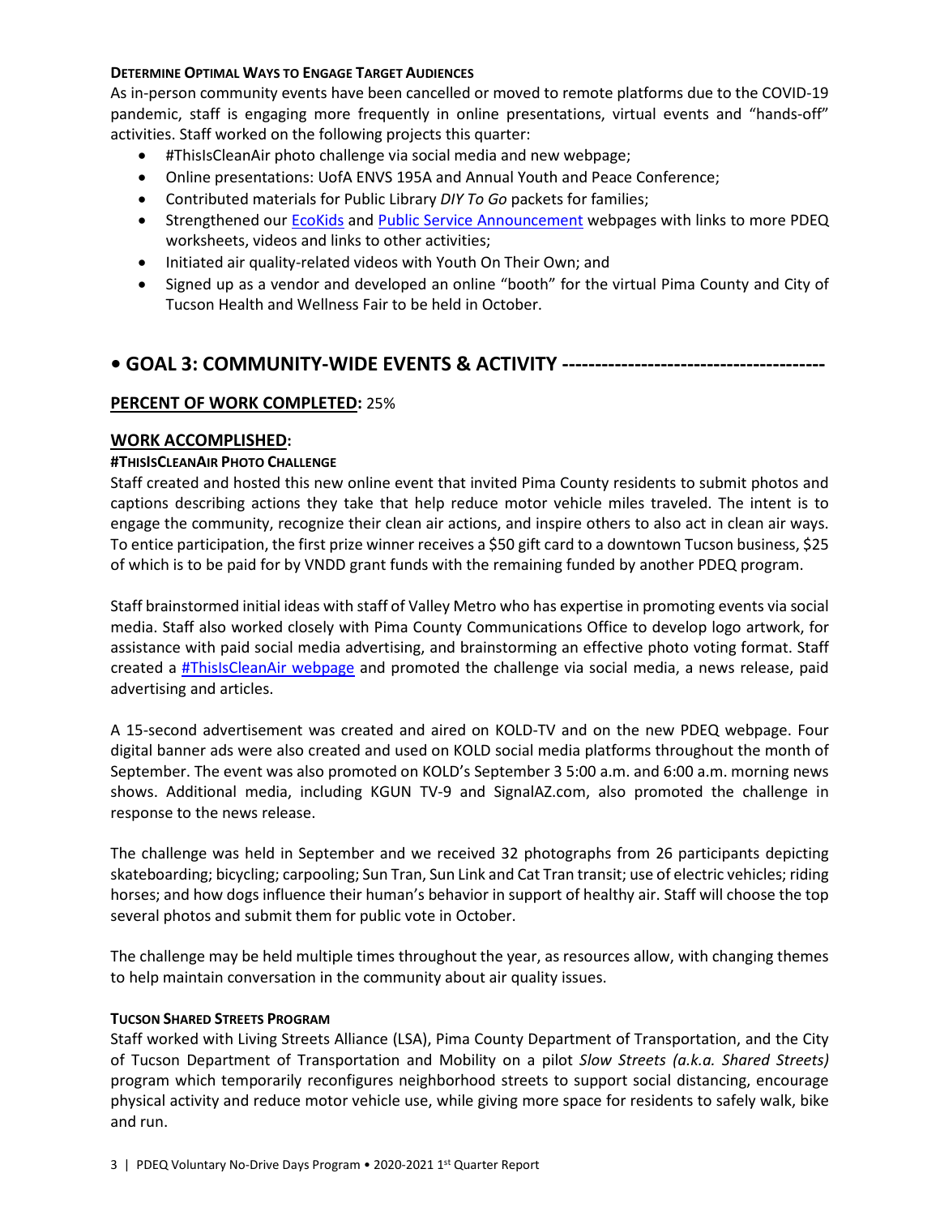#### Determine Optimal Ways to Engage Target Audiences

As in-person community events have been cancelled or moved to remote platforms due to the COVID-19 pandemic, staff is engaging more frequently in online presentations, virtual events and "hands-off" activities. Staff worked on the following projects this quarter:

- #ThisIsCleanAir photo challenge via social media and new webpage;
- Online presentations: UofA ENVS 195A and Annual Youth and Peace Conference;
- Contributed materials for Public Library *DIY To Go* packets for families;
- Strengthened our EcoKids and Public Service Announcement webpages with links to more PDEQ worksheets, videos and links to other activities;
- Initiated air quality-related videos with Youth On Their Own; and
- Signed up as a vendor and developed an online "booth" for the virtual Pima County and City of Tucson Health and Wellness Fair to be held in October.

## • GOAL 3: COMMUNITY-WIDE EVENTS & ACTIVITY ---------------------------------------

**PERCENT OF WORK COMPLETED:** 25%

### WORK ACCOMPLISHED:

#### #ThisIsCleanAir Photo Challenge

Staff created and hosted this new online event that invited Pima County residents to submit photos and captions describing actions they take that help reduce motor vehicle miles traveled. The intent is to engage the community, recognize their clean air actions, and inspire others to also act in clean air ways. To entice participation, the first prize winner receives a $50 gift card to a downtown Tucson business, $25 of which is to be paid for by VNDD grant funds with the remaining funded by another PDEQ program.

Staff brainstormed initial ideas with staff of Valley Metro who has expertise in promoting events via social media. Staff also worked closely with Pima County Communications Office to develop logo artwork, for assistance with paid social media advertising, and brainstorming an effective photo voting format. Staff created a #ThisIsCleanAir webpage and promoted the challenge via social media, a news release, paid advertising and articles.

A 15-second advertisement was created and aired on KOLD-TV and on the new PDEQ webpage. Four digital banner ads were also created and used on KOLD social media platforms throughout the month of September. The event was also promoted on KOLD's September 3 5:00 a.m. and 6:00 a.m. morning news shows. Additional media, including KGUN TV-9 and SignalAZ.com, also promoted the challenge in response to the news release.

The challenge was held in September and we received 32 photographs from 26 participants depicting skateboarding; bicycling; carpooling; Sun Tran, Sun Link and Cat Tran transit; use of electric vehicles; riding horses; and how dogs influence their human's behavior in support of healthy air. Staff will choose the top several photos and submit them for public vote in October.

The challenge may be held multiple times throughout the year, as resources allow, with changing themes to help maintain conversation in the community about air quality issues.

#### Tucson Shared Streets Program

Staff worked with Living Streets Alliance (LSA), Pima County Department of Transportation, and the City of Tucson Department of Transportation and Mobility on a pilot *Slow Streets (a.k.a. Shared Streets)* program which temporarily reconfigures neighborhood streets to support social distancing, encourage physical activity and reduce motor vehicle use, while giving more space for residents to safely walk, bike and run.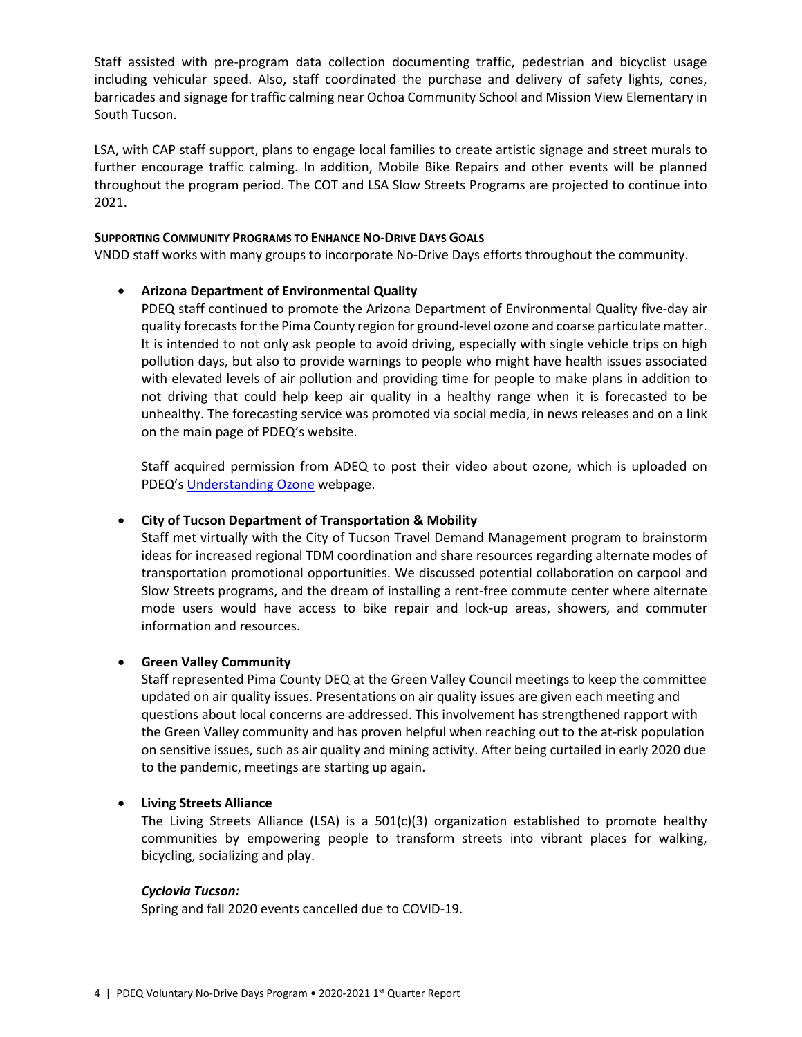Staff assisted with pre-program data collection documenting traffic, pedestrian and bicyclist usage including vehicular speed. Also, staff coordinated the purchase and delivery of safety lights, cones, barricades and signage for traffic calming near Ochoa Community School and Mission View Elementary in South Tucson.

LSA, with CAP staff support, plans to engage local families to create artistic signage and street murals to further encourage traffic calming. In addition, Mobile Bike Repairs and other events will be planned throughout the program period. The COT and LSA Slow Streets Programs are projected to continue into 2021.

#### SUPPORTING COMMUNITY PROGRAMS TO ENHANCE NO-DRIVE DAYS GOALS

VNDD staff works with many groups to incorporate No-Drive Days efforts throughout the community.

- **Arizona Department of Environmental Quality**

  PDEQ staff continued to promote the Arizona Department of Environmental Quality five-day air quality forecasts for the Pima County region for ground-level ozone and coarse particulate matter. It is intended to not only ask people to avoid driving, especially with single vehicle trips on high pollution days, but also to provide warnings to people who might have health issues associated with elevated levels of air pollution and providing time for people to make plans in addition to not driving that could help keep air quality in a healthy range when it is forecasted to be unhealthy. The forecasting service was promoted via social media, in news releases and on a link on the main page of PDEQ's website.

  Staff acquired permission from ADEQ to post their video about ozone, which is uploaded on PDEQ's Understanding Ozone webpage.

- **City of Tucson Department of Transportation & Mobility**

  Staff met virtually with the City of Tucson Travel Demand Management program to brainstorm ideas for increased regional TDM coordination and share resources regarding alternate modes of transportation promotional opportunities. We discussed potential collaboration on carpool and Slow Streets programs, and the dream of installing a rent-free commute center where alternate mode users would have access to bike repair and lock-up areas, showers, and commuter information and resources.

- **Green Valley Community**

  Staff represented Pima County DEQ at the Green Valley Council meetings to keep the committee updated on air quality issues. Presentations on air quality issues are given each meeting and questions about local concerns are addressed. This involvement has strengthened rapport with the Green Valley community and has proven helpful when reaching out to the at-risk population on sensitive issues, such as air quality and mining activity. After being curtailed in early 2020 due to the pandemic, meetings are starting up again.

- **Living Streets Alliance**

  The Living Streets Alliance (LSA) is a 501(c)(3) organization established to promote healthy communities by empowering people to transform streets into vibrant places for walking, bicycling, socializing and play.

  ***Cyclovia Tucson:***

  Spring and fall 2020 events cancelled due to COVID-19.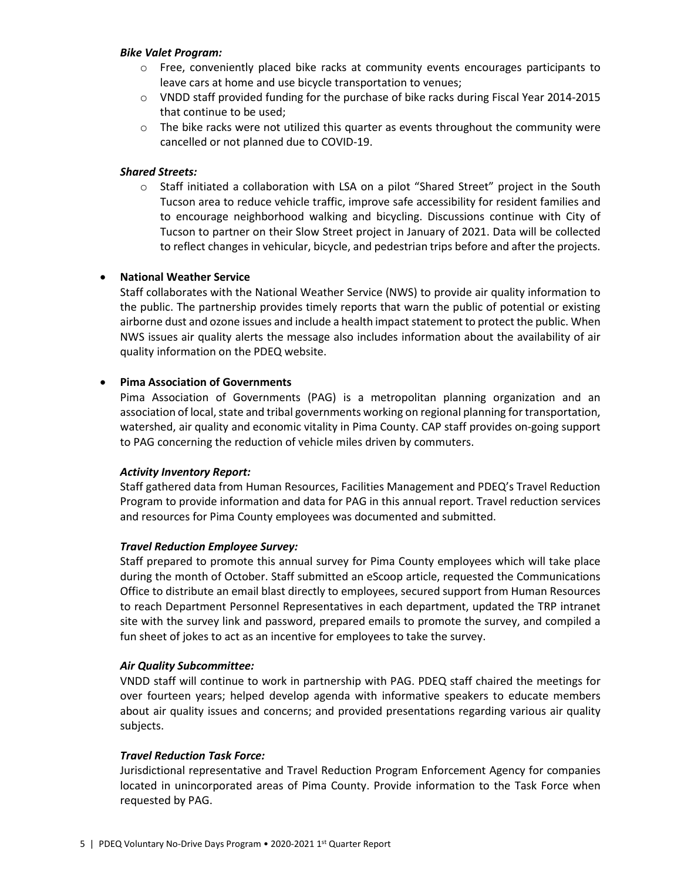*Bike Valet Program:*

- Free, conveniently placed bike racks at community events encourages participants to leave cars at home and use bicycle transportation to venues;
- VNDD staff provided funding for the purchase of bike racks during Fiscal Year 2014-2015 that continue to be used;
- The bike racks were not utilized this quarter as events throughout the community were cancelled or not planned due to COVID-19.

*Shared Streets:*

- Staff initiated a collaboration with LSA on a pilot "Shared Street" project in the South Tucson area to reduce vehicle traffic, improve safe accessibility for resident families and to encourage neighborhood walking and bicycling. Discussions continue with City of Tucson to partner on their Slow Street project in January of 2021. Data will be collected to reflect changes in vehicular, bicycle, and pedestrian trips before and after the projects.

- **National Weather Service**

  Staff collaborates with the National Weather Service (NWS) to provide air quality information to the public. The partnership provides timely reports that warn the public of potential or existing airborne dust and ozone issues and include a health impact statement to protect the public. When NWS issues air quality alerts the message also includes information about the availability of air quality information on the PDEQ website.

- **Pima Association of Governments**

  Pima Association of Governments (PAG) is a metropolitan planning organization and an association of local, state and tribal governments working on regional planning for transportation, watershed, air quality and economic vitality in Pima County. CAP staff provides on-going support to PAG concerning the reduction of vehicle miles driven by commuters.

  *Activity Inventory Report:*

  Staff gathered data from Human Resources, Facilities Management and PDEQ's Travel Reduction Program to provide information and data for PAG in this annual report. Travel reduction services and resources for Pima County employees was documented and submitted.

  *Travel Reduction Employee Survey:*

  Staff prepared to promote this annual survey for Pima County employees which will take place during the month of October. Staff submitted an eScoop article, requested the Communications Office to distribute an email blast directly to employees, secured support from Human Resources to reach Department Personnel Representatives in each department, updated the TRP intranet site with the survey link and password, prepared emails to promote the survey, and compiled a fun sheet of jokes to act as an incentive for employees to take the survey.

  *Air Quality Subcommittee:*

  VNDD staff will continue to work in partnership with PAG. PDEQ staff chaired the meetings for over fourteen years; helped develop agenda with informative speakers to educate members about air quality issues and concerns; and provided presentations regarding various air quality subjects.

  *Travel Reduction Task Force:*

  Jurisdictional representative and Travel Reduction Program Enforcement Agency for companies located in unincorporated areas of Pima County. Provide information to the Task Force when requested by PAG.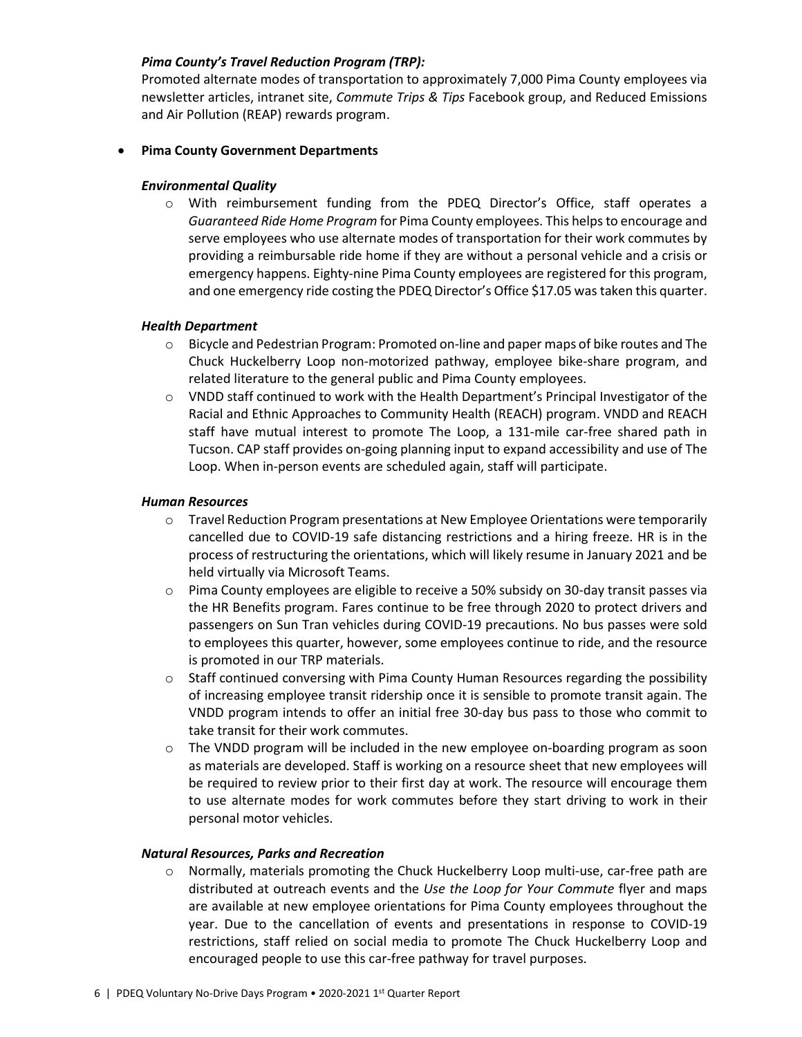***Pima County's Travel Reduction Program (TRP):***

Promoted alternate modes of transportation to approximately 7,000 Pima County employees via newsletter articles, intranet site, *Commute Trips & Tips* Facebook group, and Reduced Emissions and Air Pollution (REAP) rewards program.

- **Pima County Government Departments**

  ***Environmental Quality***

  - With reimbursement funding from the PDEQ Director's Office, staff operates a *Guaranteed Ride Home Program* for Pima County employees. This helps to encourage and serve employees who use alternate modes of transportation for their work commutes by providing a reimbursable ride home if they are without a personal vehicle and a crisis or emergency happens. Eighty-nine Pima County employees are registered for this program, and one emergency ride costing the PDEQ Director's Office $17.05 was taken this quarter.

  ***Health Department***

  - Bicycle and Pedestrian Program: Promoted on-line and paper maps of bike routes and The Chuck Huckelberry Loop non-motorized pathway, employee bike-share program, and related literature to the general public and Pima County employees.
  - VNDD staff continued to work with the Health Department's Principal Investigator of the Racial and Ethnic Approaches to Community Health (REACH) program. VNDD and REACH staff have mutual interest to promote The Loop, a 131-mile car-free shared path in Tucson. CAP staff provides on-going planning input to expand accessibility and use of The Loop. When in-person events are scheduled again, staff will participate.

  ***Human Resources***

  - Travel Reduction Program presentations at New Employee Orientations were temporarily cancelled due to COVID-19 safe distancing restrictions and a hiring freeze. HR is in the process of restructuring the orientations, which will likely resume in January 2021 and be held virtually via Microsoft Teams.
  - Pima County employees are eligible to receive a 50% subsidy on 30-day transit passes via the HR Benefits program. Fares continue to be free through 2020 to protect drivers and passengers on Sun Tran vehicles during COVID-19 precautions. No bus passes were sold to employees this quarter, however, some employees continue to ride, and the resource is promoted in our TRP materials.
  - Staff continued conversing with Pima County Human Resources regarding the possibility of increasing employee transit ridership once it is sensible to promote transit again. The VNDD program intends to offer an initial free 30-day bus pass to those who commit to take transit for their work commutes.
  - The VNDD program will be included in the new employee on-boarding program as soon as materials are developed. Staff is working on a resource sheet that new employees will be required to review prior to their first day at work. The resource will encourage them to use alternate modes for work commutes before they start driving to work in their personal motor vehicles.

  ***Natural Resources, Parks and Recreation***

  - Normally, materials promoting the Chuck Huckelberry Loop multi-use, car-free path are distributed at outreach events and the *Use the Loop for Your Commute* flyer and maps are available at new employee orientations for Pima County employees throughout the year. Due to the cancellation of events and presentations in response to COVID-19 restrictions, staff relied on social media to promote The Chuck Huckelberry Loop and encouraged people to use this car-free pathway for travel purposes.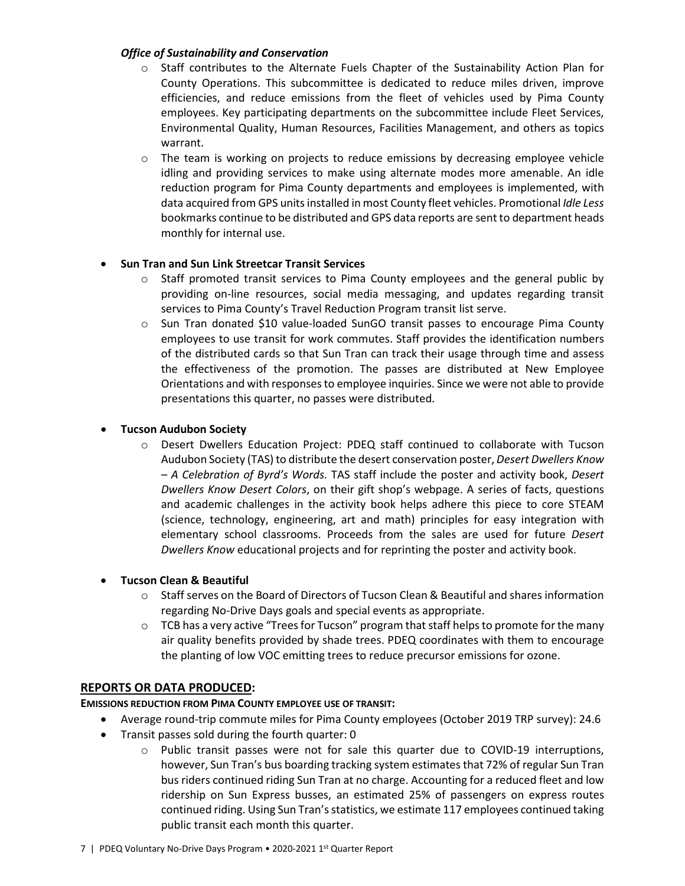***Office of Sustainability and Conservation***

- Staff contributes to the Alternate Fuels Chapter of the Sustainability Action Plan for County Operations. This subcommittee is dedicated to reduce miles driven, improve efficiencies, and reduce emissions from the fleet of vehicles used by Pima County employees. Key participating departments on the subcommittee include Fleet Services, Environmental Quality, Human Resources, Facilities Management, and others as topics warrant.
- The team is working on projects to reduce emissions by decreasing employee vehicle idling and providing services to make using alternate modes more amenable. An idle reduction program for Pima County departments and employees is implemented, with data acquired from GPS units installed in most County fleet vehicles. Promotional *Idle Less* bookmarks continue to be distributed and GPS data reports are sent to department heads monthly for internal use.

- **Sun Tran and Sun Link Streetcar Transit Services**
  - Staff promoted transit services to Pima County employees and the general public by providing on-line resources, social media messaging, and updates regarding transit services to Pima County's Travel Reduction Program transit list serve.
  - Sun Tran donated $10 value-loaded SunGO transit passes to encourage Pima County employees to use transit for work commutes. Staff provides the identification numbers of the distributed cards so that Sun Tran can track their usage through time and assess the effectiveness of the promotion. The passes are distributed at New Employee Orientations and with responses to employee inquiries. Since we were not able to provide presentations this quarter, no passes were distributed.

- **Tucson Audubon Society**
  - Desert Dwellers Education Project: PDEQ staff continued to collaborate with Tucson Audubon Society (TAS) to distribute the desert conservation poster, *Desert Dwellers Know – A Celebration of Byrd's Words.* TAS staff include the poster and activity book, *Desert Dwellers Know Desert Colors*, on their gift shop's webpage. A series of facts, questions and academic challenges in the activity book helps adhere this piece to core STEAM (science, technology, engineering, art and math) principles for easy integration with elementary school classrooms. Proceeds from the sales are used for future *Desert Dwellers Know* educational projects and for reprinting the poster and activity book.

- **Tucson Clean & Beautiful**
  - Staff serves on the Board of Directors of Tucson Clean & Beautiful and shares information regarding No-Drive Days goals and special events as appropriate.
  - TCB has a very active "Trees for Tucson" program that staff helps to promote for the many air quality benefits provided by shade trees. PDEQ coordinates with them to encourage the planting of low VOC emitting trees to reduce precursor emissions for ozone.

## REPORTS OR DATA PRODUCED:

**EMISSIONS REDUCTION FROM PIMA COUNTY EMPLOYEE USE OF TRANSIT:**

- Average round-trip commute miles for Pima County employees (October 2019 TRP survey): 24.6
- Transit passes sold during the fourth quarter: 0
  - Public transit passes were not for sale this quarter due to COVID-19 interruptions, however, Sun Tran's bus boarding tracking system estimates that 72% of regular Sun Tran bus riders continued riding Sun Tran at no charge. Accounting for a reduced fleet and low ridership on Sun Express busses, an estimated 25% of passengers on express routes continued riding. Using Sun Tran's statistics, we estimate 117 employees continued taking public transit each month this quarter.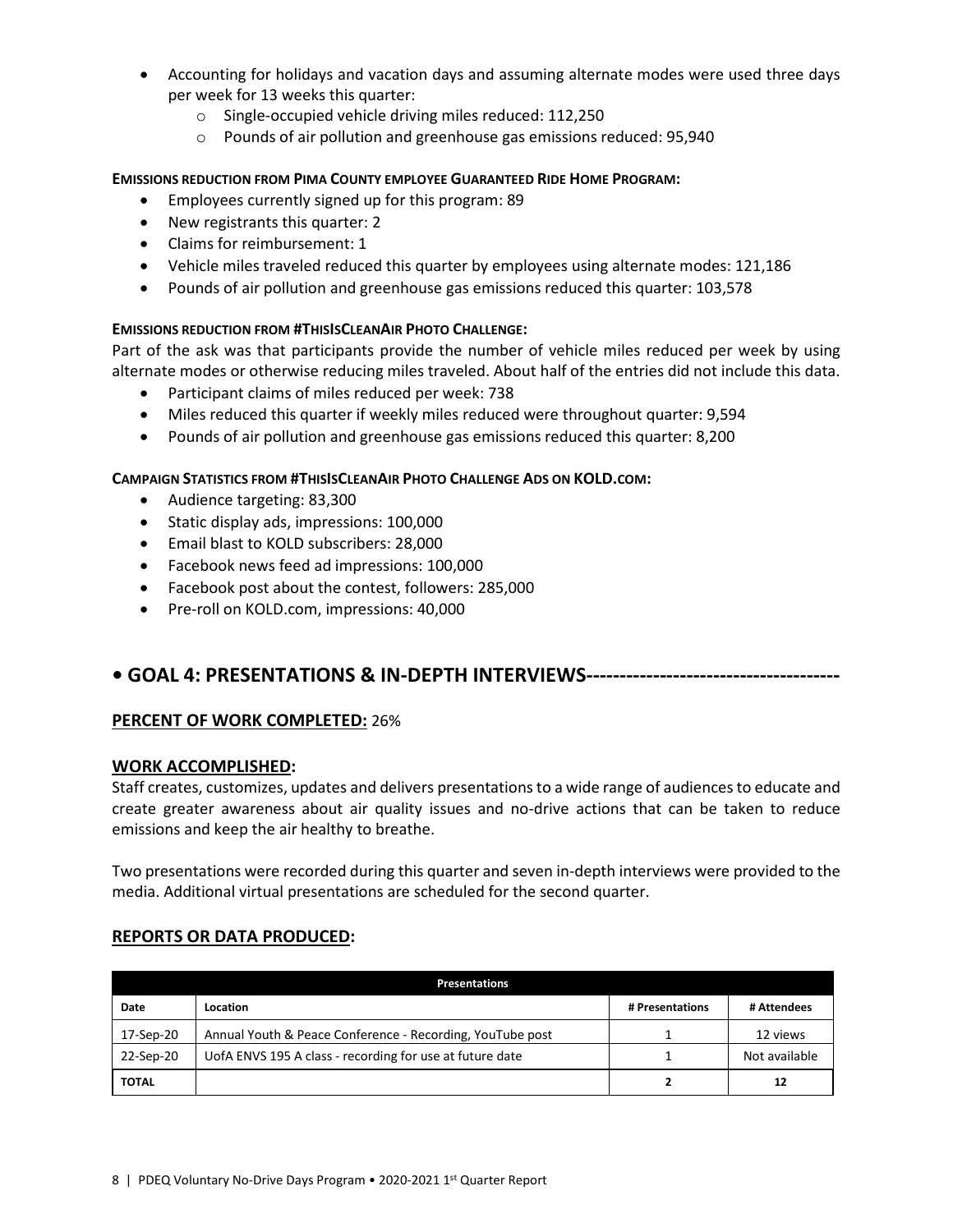- Accounting for holidays and vacation days and assuming alternate modes were used three days per week for 13 weeks this quarter:
    - Single-occupied vehicle driving miles reduced: 112,250
    - Pounds of air pollution and greenhouse gas emissions reduced: 95,940

**EMISSIONS REDUCTION FROM PIMA COUNTY EMPLOYEE GUARANTEED RIDE HOME PROGRAM:**

- Employees currently signed up for this program: 89
- New registrants this quarter: 2
- Claims for reimbursement: 1
- Vehicle miles traveled reduced this quarter by employees using alternate modes: 121,186
- Pounds of air pollution and greenhouse gas emissions reduced this quarter: 103,578

**EMISSIONS REDUCTION FROM #THISISCLEANAIR PHOTO CHALLENGE:**

Part of the ask was that participants provide the number of vehicle miles reduced per week by using alternate modes or otherwise reducing miles traveled. About half of the entries did not include this data.

- Participant claims of miles reduced per week: 738
- Miles reduced this quarter if weekly miles reduced were throughout quarter: 9,594
- Pounds of air pollution and greenhouse gas emissions reduced this quarter: 8,200

**CAMPAIGN STATISTICS FROM #THISISCLEANAIR PHOTO CHALLENGE ADS ON KOLD.COM:**

- Audience targeting: 83,300
- Static display ads, impressions: 100,000
- Email blast to KOLD subscribers: 28,000
- Facebook news feed ad impressions: 100,000
- Facebook post about the contest, followers: 285,000
- Pre-roll on KOLD.com, impressions: 40,000

## • GOAL 4: PRESENTATIONS & IN-DEPTH INTERVIEWS-------------------------------------

**PERCENT OF WORK COMPLETED:** 26%

### WORK ACCOMPLISHED:

Staff creates, customizes, updates and delivers presentations to a wide range of audiences to educate and create greater awareness about air quality issues and no-drive actions that can be taken to reduce emissions and keep the air healthy to breathe.

Two presentations were recorded during this quarter and seven in-depth interviews were provided to the media. Additional virtual presentations are scheduled for the second quarter.

### REPORTS OR DATA PRODUCED:

| Presentations | | | |
|---|---|---|---|
| **Date** | **Location** | **# Presentations** | **# Attendees** |
| 17-Sep-20 | Annual Youth & Peace Conference - Recording, YouTube post | 1 | 12 views |
| 22-Sep-20 | UofA ENVS 195 A class - recording for use at future date | 1 | Not available |
| **TOTAL** | | **2** | **12** |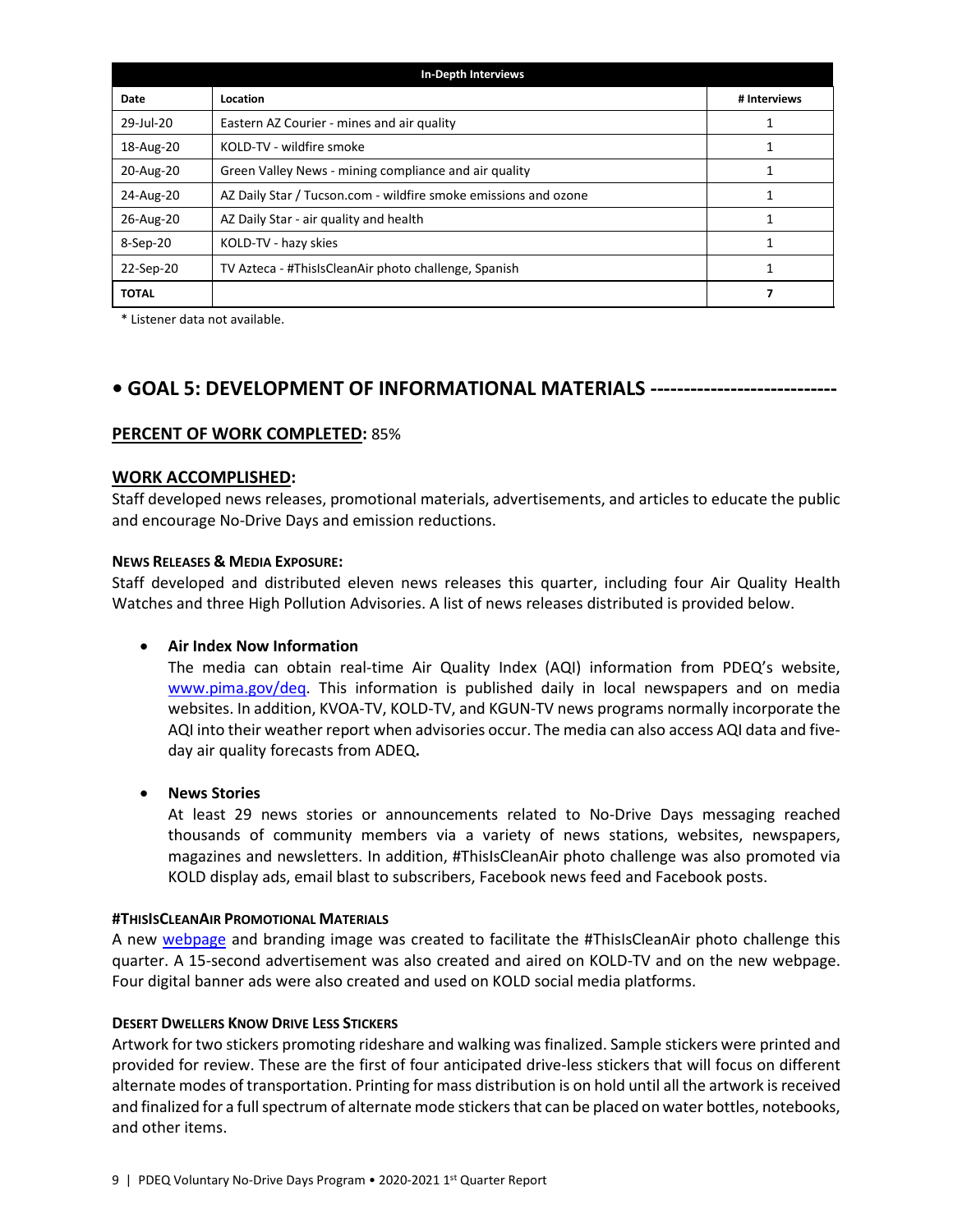| In-Depth Interviews | | |
|---|---|---|
| **Date** | **Location** | **# Interviews** |
| 29-Jul-20 | Eastern AZ Courier - mines and air quality | 1 |
| 18-Aug-20 | KOLD-TV - wildfire smoke | 1 |
| 20-Aug-20 | Green Valley News - mining compliance and air quality | 1 |
| 24-Aug-20 | AZ Daily Star / Tucson.com - wildfire smoke emissions and ozone | 1 |
| 26-Aug-20 | AZ Daily Star - air quality and health | 1 |
| 8-Sep-20 | KOLD-TV - hazy skies | 1 |
| 22-Sep-20 | TV Azteca - #ThisIsCleanAir photo challenge, Spanish | 1 |
| **TOTAL** | | **7** |

* Listener data not available.

## • GOAL 5: DEVELOPMENT OF INFORMATIONAL MATERIALS ----------------------------

**PERCENT OF WORK COMPLETED:** 85%

**WORK ACCOMPLISHED:**

Staff developed news releases, promotional materials, advertisements, and articles to educate the public and encourage No-Drive Days and emission reductions.

#### NEWS RELEASES & MEDIA EXPOSURE:

Staff developed and distributed eleven news releases this quarter, including four Air Quality Health Watches and three High Pollution Advisories. A list of news releases distributed is provided below.

- **Air Index Now Information**
  The media can obtain real-time Air Quality Index (AQI) information from PDEQ's website, www.pima.gov/deq. This information is published daily in local newspapers and on media websites. In addition, KVOA-TV, KOLD-TV, and KGUN-TV news programs normally incorporate the AQI into their weather report when advisories occur. The media can also access AQI data and five-day air quality forecasts from ADEQ**.**

- **News Stories**
  At least 29 news stories or announcements related to No-Drive Days messaging reached thousands of community members via a variety of news stations, websites, newspapers, magazines and newsletters. In addition, #ThisIsCleanAir photo challenge was also promoted via KOLD display ads, email blast to subscribers, Facebook news feed and Facebook posts.

#### #THISISCLEANAIR PROMOTIONAL MATERIALS

A new webpage and branding image was created to facilitate the #ThisIsCleanAir photo challenge this quarter. A 15-second advertisement was also created and aired on KOLD-TV and on the new webpage. Four digital banner ads were also created and used on KOLD social media platforms.

#### DESERT DWELLERS KNOW DRIVE LESS STICKERS

Artwork for two stickers promoting rideshare and walking was finalized. Sample stickers were printed and provided for review. These are the first of four anticipated drive-less stickers that will focus on different alternate modes of transportation. Printing for mass distribution is on hold until all the artwork is received and finalized for a full spectrum of alternate mode stickers that can be placed on water bottles, notebooks, and other items.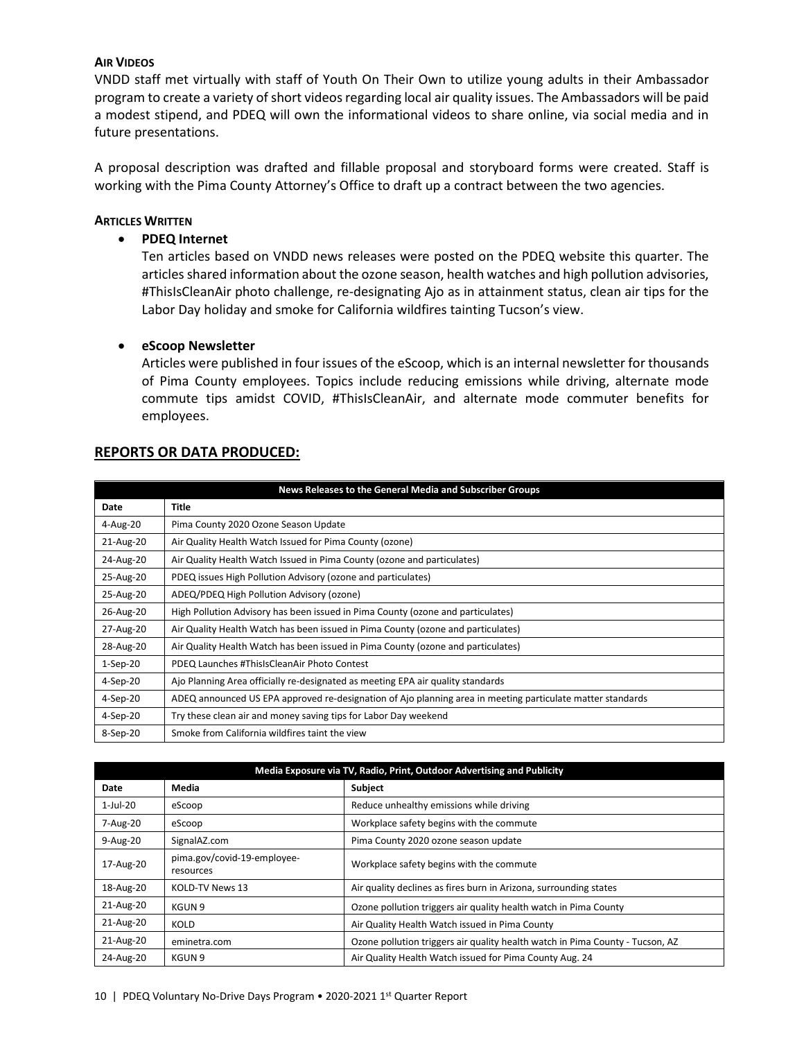#### AIR VIDEOS

VNDD staff met virtually with staff of Youth On Their Own to utilize young adults in their Ambassador program to create a variety of short videos regarding local air quality issues. The Ambassadors will be paid a modest stipend, and PDEQ will own the informational videos to share online, via social media and in future presentations.

A proposal description was drafted and fillable proposal and storyboard forms were created. Staff is working with the Pima County Attorney's Office to draft up a contract between the two agencies.

#### ARTICLES WRITTEN

- **PDEQ Internet**

  Ten articles based on VNDD news releases were posted on the PDEQ website this quarter. The articles shared information about the ozone season, health watches and high pollution advisories, #ThisIsCleanAir photo challenge, re-designating Ajo as in attainment status, clean air tips for the Labor Day holiday and smoke for California wildfires tainting Tucson's view.

- **eScoop Newsletter**

  Articles were published in four issues of the eScoop, which is an internal newsletter for thousands of Pima County employees. Topics include reducing emissions while driving, alternate mode commute tips amidst COVID, #ThisIsCleanAir, and alternate mode commuter benefits for employees.

## REPORTS OR DATA PRODUCED:

| News Releases to the General Media and Subscriber Groups | |
|---|---|
| **Date** | **Title** |
| 4-Aug-20 | Pima County 2020 Ozone Season Update |
| 21-Aug-20 | Air Quality Health Watch Issued for Pima County (ozone) |
| 24-Aug-20 | Air Quality Health Watch Issued in Pima County (ozone and particulates) |
| 25-Aug-20 | PDEQ issues High Pollution Advisory (ozone and particulates) |
| 25-Aug-20 | ADEQ/PDEQ High Pollution Advisory (ozone) |
| 26-Aug-20 | High Pollution Advisory has been issued in Pima County (ozone and particulates) |
| 27-Aug-20 | Air Quality Health Watch has been issued in Pima County (ozone and particulates) |
| 28-Aug-20 | Air Quality Health Watch has been issued in Pima County (ozone and particulates) |
| 1-Sep-20 | PDEQ Launches #ThisIsCleanAir Photo Contest |
| 4-Sep-20 | Ajo Planning Area officially re-designated as meeting EPA air quality standards |
| 4-Sep-20 | ADEQ announced US EPA approved re-designation of Ajo planning area in meeting particulate matter standards |
| 4-Sep-20 | Try these clean air and money saving tips for Labor Day weekend |
| 8-Sep-20 | Smoke from California wildfires taint the view |

| Media Exposure via TV, Radio, Print, Outdoor Advertising and Publicity | | |
|---|---|---|
| **Date** | **Media** | **Subject** |
| 1-Jul-20 | eScoop | Reduce unhealthy emissions while driving |
| 7-Aug-20 | eScoop | Workplace safety begins with the commute |
| 9-Aug-20 | SignalAZ.com | Pima County 2020 ozone season update |
| 17-Aug-20 | pima.gov/covid-19-employee-resources | Workplace safety begins with the commute |
| 18-Aug-20 | KOLD-TV News 13 | Air quality declines as fires burn in Arizona, surrounding states |
| 21-Aug-20 | KGUN 9 | Ozone pollution triggers air quality health watch in Pima County |
| 21-Aug-20 | KOLD | Air Quality Health Watch issued in Pima County |
| 21-Aug-20 | eminetra.com | Ozone pollution triggers air quality health watch in Pima County - Tucson, AZ |
| 24-Aug-20 | KGUN 9 | Air Quality Health Watch issued for Pima County Aug. 24 |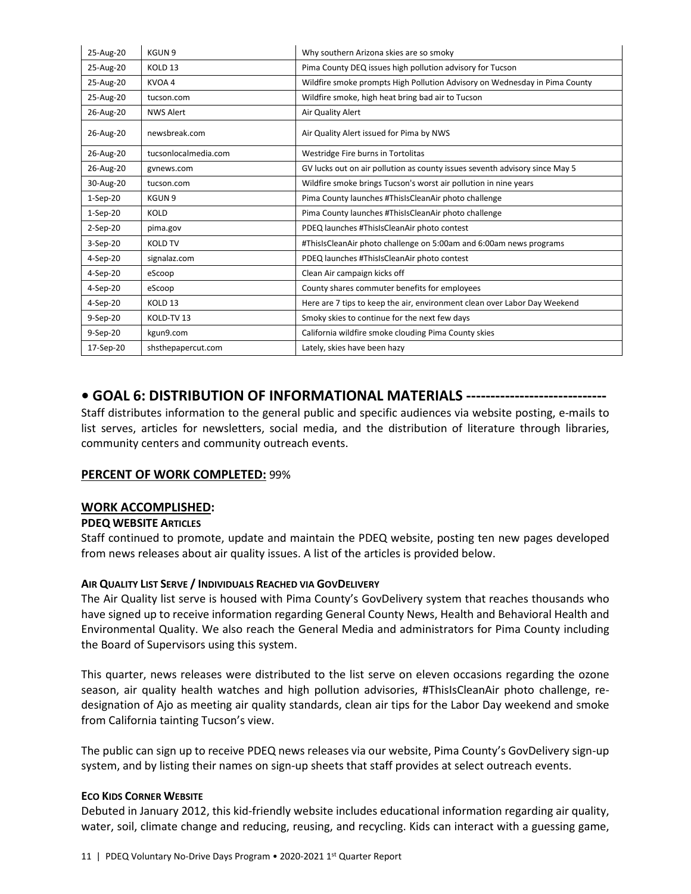| 25-Aug-20 | KGUN 9 | Why southern Arizona skies are so smoky |
|---|---|---|
| 25-Aug-20 | KOLD 13 | Pima County DEQ issues high pollution advisory for Tucson |
| 25-Aug-20 | KVOA 4 | Wildfire smoke prompts High Pollution Advisory on Wednesday in Pima County |
| 25-Aug-20 | tucson.com | Wildfire smoke, high heat bring bad air to Tucson |
| 26-Aug-20 | NWS Alert | Air Quality Alert |
| 26-Aug-20 | newsbreak.com | Air Quality Alert issued for Pima by NWS |
| 26-Aug-20 | tucsonlocalmedia.com | Westridge Fire burns in Tortolitas |
| 26-Aug-20 | gvnews.com | GV lucks out on air pollution as county issues seventh advisory since May 5 |
| 30-Aug-20 | tucson.com | Wildfire smoke brings Tucson's worst air pollution in nine years |
| 1-Sep-20 | KGUN 9 | Pima County launches #ThisIsCleanAir photo challenge |
| 1-Sep-20 | KOLD | Pima County launches #ThisIsCleanAir photo challenge |
| 2-Sep-20 | pima.gov | PDEQ launches #ThisIsCleanAir photo contest |
| 3-Sep-20 | KOLD TV | #ThisIsCleanAir photo challenge on 5:00am and 6:00am news programs |
| 4-Sep-20 | signalaz.com | PDEQ launches #ThisIsCleanAir photo contest |
| 4-Sep-20 | eScoop | Clean Air campaign kicks off |
| 4-Sep-20 | eScoop | County shares commuter benefits for employees |
| 4-Sep-20 | KOLD 13 | Here are 7 tips to keep the air, environment clean over Labor Day Weekend |
| 9-Sep-20 | KOLD-TV 13 | Smoky skies to continue for the next few days |
| 9-Sep-20 | kgun9.com | California wildfire smoke clouding Pima County skies |
| 17-Sep-20 | shsthepapercut.com | Lately, skies have been hazy |

## • GOAL 6: DISTRIBUTION OF INFORMATIONAL MATERIALS ----------------------------

Staff distributes information to the general public and specific audiences via website posting, e-mails to list serves, articles for newsletters, social media, and the distribution of literature through libraries, community centers and community outreach events.

**PERCENT OF WORK COMPLETED:** 99%

**WORK ACCOMPLISHED:**

**PDEQ WEBSITE ARTICLES**

Staff continued to promote, update and maintain the PDEQ website, posting ten new pages developed from news releases about air quality issues. A list of the articles is provided below.

**AIR QUALITY LIST SERVE / INDIVIDUALS REACHED VIA GOVDELIVERY**

The Air Quality list serve is housed with Pima County's GovDelivery system that reaches thousands who have signed up to receive information regarding General County News, Health and Behavioral Health and Environmental Quality. We also reach the General Media and administrators for Pima County including the Board of Supervisors using this system.

This quarter, news releases were distributed to the list serve on eleven occasions regarding the ozone season, air quality health watches and high pollution advisories, #ThisIsCleanAir photo challenge, re-designation of Ajo as meeting air quality standards, clean air tips for the Labor Day weekend and smoke from California tainting Tucson's view.

The public can sign up to receive PDEQ news releases via our website, Pima County's GovDelivery sign-up system, and by listing their names on sign-up sheets that staff provides at select outreach events.

**ECO KIDS CORNER WEBSITE**

Debuted in January 2012, this kid-friendly website includes educational information regarding air quality, water, soil, climate change and reducing, reusing, and recycling. Kids can interact with a guessing game,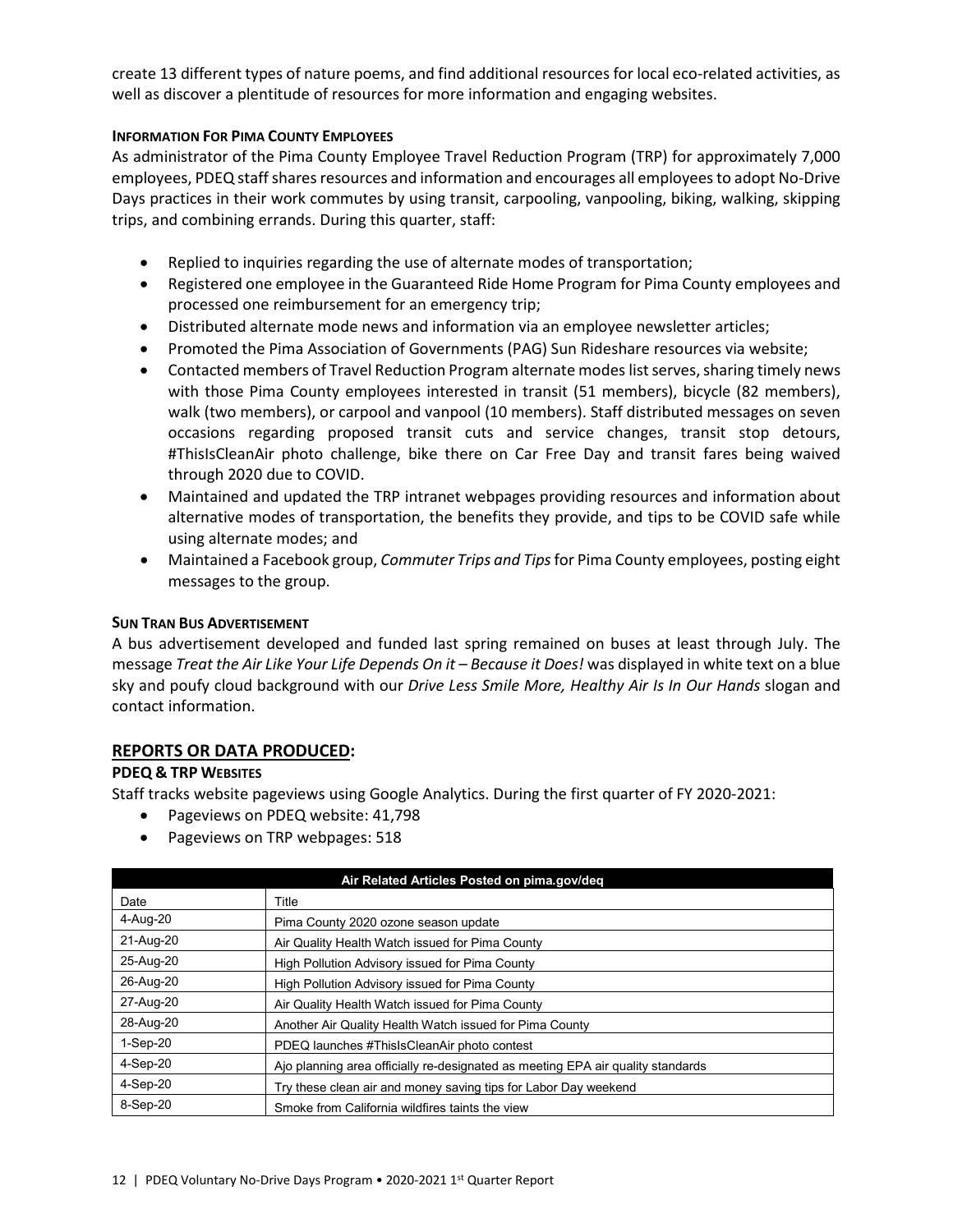create 13 different types of nature poems, and find additional resources for local eco-related activities, as well as discover a plentitude of resources for more information and engaging websites.

#### Information For Pima County Employees

As administrator of the Pima County Employee Travel Reduction Program (TRP) for approximately 7,000 employees, PDEQ staff shares resources and information and encourages all employees to adopt No-Drive Days practices in their work commutes by using transit, carpooling, vanpooling, biking, walking, skipping trips, and combining errands. During this quarter, staff:

- Replied to inquiries regarding the use of alternate modes of transportation;
- Registered one employee in the Guaranteed Ride Home Program for Pima County employees and processed one reimbursement for an emergency trip;
- Distributed alternate mode news and information via an employee newsletter articles;
- Promoted the Pima Association of Governments (PAG) Sun Rideshare resources via website;
- Contacted members of Travel Reduction Program alternate modes list serves, sharing timely news with those Pima County employees interested in transit (51 members), bicycle (82 members), walk (two members), or carpool and vanpool (10 members). Staff distributed messages on seven occasions regarding proposed transit cuts and service changes, transit stop detours, #ThisIsCleanAir photo challenge, bike there on Car Free Day and transit fares being waived through 2020 due to COVID.
- Maintained and updated the TRP intranet webpages providing resources and information about alternative modes of transportation, the benefits they provide, and tips to be COVID safe while using alternate modes; and
- Maintained a Facebook group, *Commuter Trips and Tips* for Pima County employees, posting eight messages to the group.

#### Sun Tran Bus Advertisement

A bus advertisement developed and funded last spring remained on buses at least through July. The message *Treat the Air Like Your Life Depends On it – Because it Does!* was displayed in white text on a blue sky and poufy cloud background with our *Drive Less Smile More, Healthy Air Is In Our Hands* slogan and contact information.

## REPORTS OR DATA PRODUCED:

#### PDEQ & TRP Websites

Staff tracks website pageviews using Google Analytics. During the first quarter of FY 2020-2021:

- Pageviews on PDEQ website: 41,798
- Pageviews on TRP webpages: 518

| Air Related Articles Posted on pima.gov/deq | |
|---|---|
| Date | Title |
| 4-Aug-20 | Pima County 2020 ozone season update |
| 21-Aug-20 | Air Quality Health Watch issued for Pima County |
| 25-Aug-20 | High Pollution Advisory issued for Pima County |
| 26-Aug-20 | High Pollution Advisory issued for Pima County |
| 27-Aug-20 | Air Quality Health Watch issued for Pima County |
| 28-Aug-20 | Another Air Quality Health Watch issued for Pima County |
| 1-Sep-20 | PDEQ launches #ThisIsCleanAir photo contest |
| 4-Sep-20 | Ajo planning area officially re-designated as meeting EPA air quality standards |
| 4-Sep-20 | Try these clean air and money saving tips for Labor Day weekend |
| 8-Sep-20 | Smoke from California wildfires taints the view |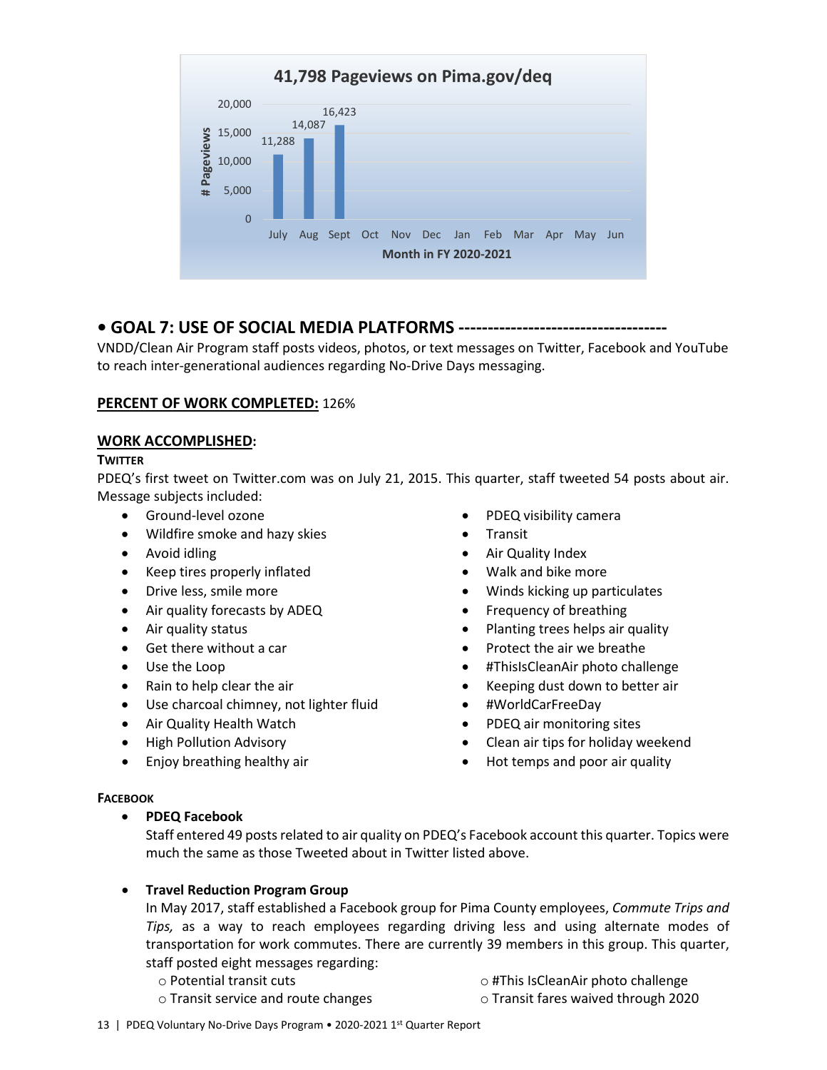**41,798 Pageviews on Pima.gov/deq**

| Month in FY 2020-2021 | # Pageviews |
|---|---|
| July | 11,288 |
| Aug | 14,087 |
| Sept | 16,423 |
| Oct | |
| Nov | |
| Dec | |
| Jan | |
| Feb | |
| Mar | |
| Apr | |
| May | |
| Jun | |

## • GOAL 7: USE OF SOCIAL MEDIA PLATFORMS ------------------------------------

VNDD/Clean Air Program staff posts videos, photos, or text messages on Twitter, Facebook and YouTube to reach inter-generational audiences regarding No-Drive Days messaging.

**PERCENT OF WORK COMPLETED:** 126%

**WORK ACCOMPLISHED:**

**TWITTER**

PDEQ's first tweet on Twitter.com was on July 21, 2015. This quarter, staff tweeted 54 posts about air. Message subjects included:

- Ground-level ozone
- Wildfire smoke and hazy skies
- Avoid idling
- Keep tires properly inflated
- Drive less, smile more
- Air quality forecasts by ADEQ
- Air quality status
- Get there without a car
- Use the Loop
- Rain to help clear the air
- Use charcoal chimney, not lighter fluid
- Air Quality Health Watch
- High Pollution Advisory
- Enjoy breathing healthy air
- PDEQ visibility camera
- Transit
- Air Quality Index
- Walk and bike more
- Winds kicking up particulates
- Frequency of breathing
- Planting trees helps air quality
- Protect the air we breathe
- #ThisIsCleanAir photo challenge
- Keeping dust down to better air
- #WorldCarFreeDay
- PDEQ air monitoring sites
- Clean air tips for holiday weekend
- Hot temps and poor air quality

**FACEBOOK**

- **PDEQ Facebook**

  Staff entered 49 posts related to air quality on PDEQ's Facebook account this quarter. Topics were much the same as those Tweeted about in Twitter listed above.

- **Travel Reduction Program Group**

  In May 2017, staff established a Facebook group for Pima County employees, *Commute Trips and Tips,* as a way to reach employees regarding driving less and using alternate modes of transportation for work commutes. There are currently 39 members in this group. This quarter, staff posted eight messages regarding:

  - Potential transit cuts
  - Transit service and route changes
  - #This IsCleanAir photo challenge
  - Transit fares waived through 2020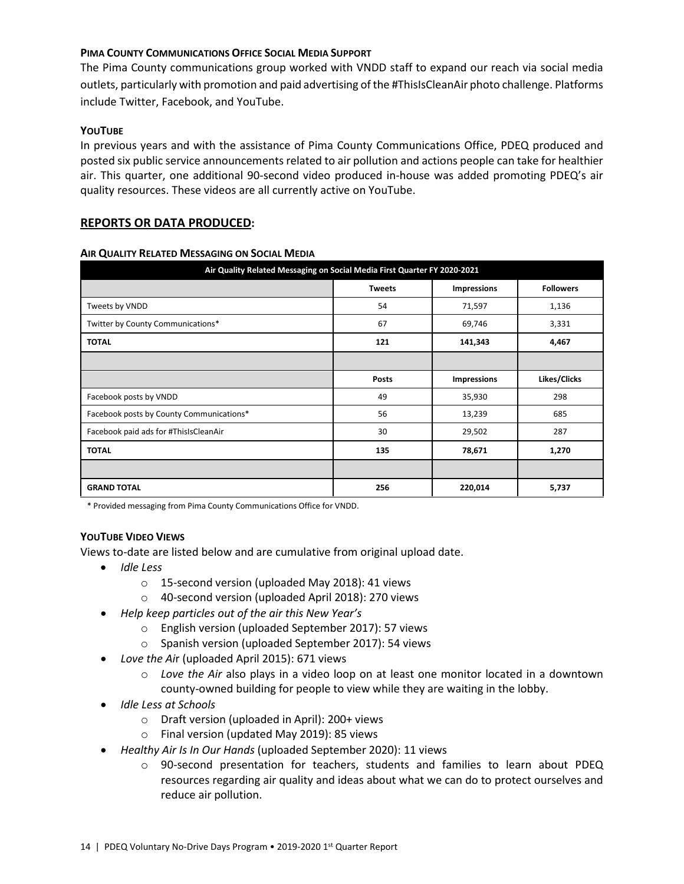#### Pima County Communications Office Social Media Support

The Pima County communications group worked with VNDD staff to expand our reach via social media outlets, particularly with promotion and paid advertising of the #ThisIsCleanAir photo challenge. Platforms include Twitter, Facebook, and YouTube.

#### YouTube

In previous years and with the assistance of Pima County Communications Office, PDEQ produced and posted six public service announcements related to air pollution and actions people can take for healthier air. This quarter, one additional 90-second video produced in-house was added promoting PDEQ's air quality resources. These videos are all currently active on YouTube.

## REPORTS OR DATA PRODUCED:

#### Air Quality Related Messaging on Social Media

| Air Quality Related Messaging on Social Media First Quarter FY 2020-2021 | | | |
|---|---|---|---|
| | **Tweets** | **Impressions** | **Followers** |
| Tweets by VNDD | 54 | 71,597 | 1,136 |
| Twitter by County Communications* | 67 | 69,746 | 3,331 |
| **TOTAL** | **121** | **141,343** | **4,467** |
| | | | |
| | **Posts** | **Impressions** | **Likes/Clicks** |
| Facebook posts by VNDD | 49 | 35,930 | 298 |
| Facebook posts by County Communications* | 56 | 13,239 | 685 |
| Facebook paid ads for #ThisIsCleanAir | 30 | 29,502 | 287 |
| **TOTAL** | **135** | **78,671** | **1,270** |
| | | | |
| **GRAND TOTAL** | **256** | **220,014** | **5,737** |

\* Provided messaging from Pima County Communications Office for VNDD.

#### YouTube Video Views

Views to-date are listed below and are cumulative from original upload date.

- *Idle Less*
  - 15-second version (uploaded May 2018): 41 views
  - 40-second version (uploaded April 2018): 270 views
- *Help keep particles out of the air this New Year's*
  - English version (uploaded September 2017): 57 views
  - Spanish version (uploaded September 2017): 54 views
- *Love the Air* (uploaded April 2015): 671 views
  - *Love the Air* also plays in a video loop on at least one monitor located in a downtown county-owned building for people to view while they are waiting in the lobby.
- *Idle Less at Schools*
  - Draft version (uploaded in April): 200+ views
  - Final version (updated May 2019): 85 views
- *Healthy Air Is In Our Hands* (uploaded September 2020): 11 views
  - 90-second presentation for teachers, students and families to learn about PDEQ resources regarding air quality and ideas about what we can do to protect ourselves and reduce air pollution.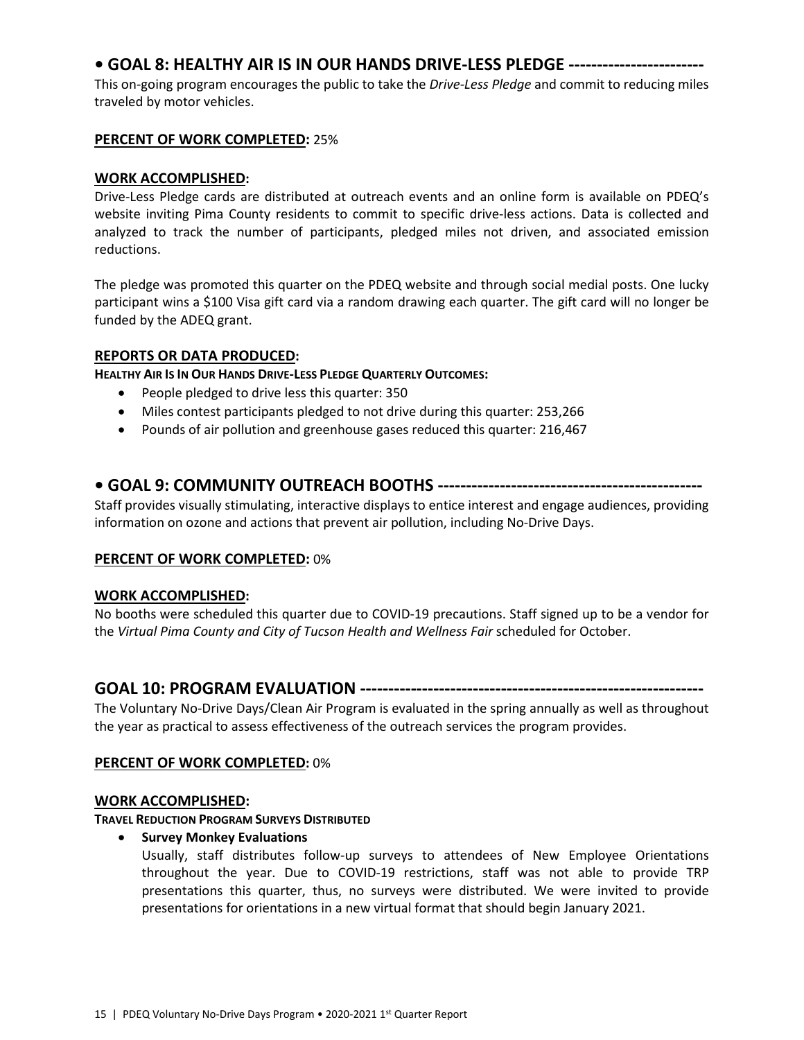## • GOAL 8: HEALTHY AIR IS IN OUR HANDS DRIVE-LESS PLEDGE ------------------------

This on-going program encourages the public to take the *Drive-Less Pledge* and commit to reducing miles traveled by motor vehicles.

**PERCENT OF WORK COMPLETED:** 25%

**WORK ACCOMPLISHED:**

Drive-Less Pledge cards are distributed at outreach events and an online form is available on PDEQ's website inviting Pima County residents to commit to specific drive-less actions. Data is collected and analyzed to track the number of participants, pledged miles not driven, and associated emission reductions.

The pledge was promoted this quarter on the PDEQ website and through social medial posts. One lucky participant wins a $100 Visa gift card via a random drawing each quarter. The gift card will no longer be funded by the ADEQ grant.

**REPORTS OR DATA PRODUCED:**

**HEALTHY AIR IS IN OUR HANDS DRIVE-LESS PLEDGE QUARTERLY OUTCOMES:**

- People pledged to drive less this quarter: 350
- Miles contest participants pledged to not drive during this quarter: 253,266
- Pounds of air pollution and greenhouse gases reduced this quarter: 216,467

## • GOAL 9: COMMUNITY OUTREACH BOOTHS ----------------------------------------------

Staff provides visually stimulating, interactive displays to entice interest and engage audiences, providing information on ozone and actions that prevent air pollution, including No-Drive Days.

**PERCENT OF WORK COMPLETED:** 0%

**WORK ACCOMPLISHED:**

No booths were scheduled this quarter due to COVID-19 precautions. Staff signed up to be a vendor for the *Virtual Pima County and City of Tucson Health and Wellness Fair* scheduled for October.

## GOAL 10: PROGRAM EVALUATION ------------------------------------------------------------

The Voluntary No-Drive Days/Clean Air Program is evaluated in the spring annually as well as throughout the year as practical to assess effectiveness of the outreach services the program provides.

**PERCENT OF WORK COMPLETED:** 0%

**WORK ACCOMPLISHED:**

**TRAVEL REDUCTION PROGRAM SURVEYS DISTRIBUTED**

- **Survey Monkey Evaluations**
  Usually, staff distributes follow-up surveys to attendees of New Employee Orientations throughout the year. Due to COVID-19 restrictions, staff was not able to provide TRP presentations this quarter, thus, no surveys were distributed. We were invited to provide presentations for orientations in a new virtual format that should begin January 2021.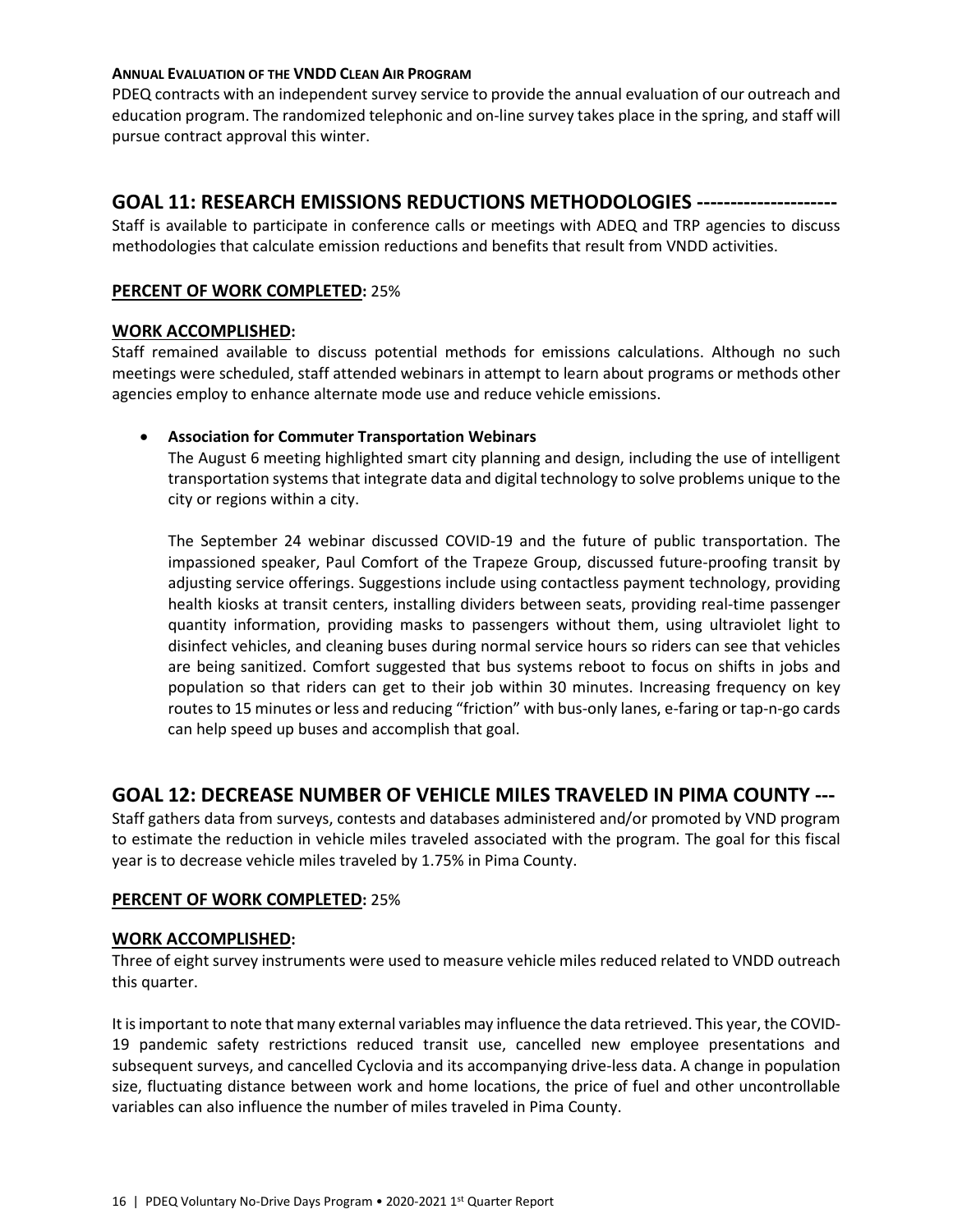#### ANNUAL EVALUATION OF THE VNDD CLEAN AIR PROGRAM

PDEQ contracts with an independent survey service to provide the annual evaluation of our outreach and education program. The randomized telephonic and on-line survey takes place in the spring, and staff will pursue contract approval this winter.

## GOAL 11: RESEARCH EMISSIONS REDUCTIONS METHODOLOGIES ---------------------

Staff is available to participate in conference calls or meetings with ADEQ and TRP agencies to discuss methodologies that calculate emission reductions and benefits that result from VNDD activities.

**PERCENT OF WORK COMPLETED:** 25%

**WORK ACCOMPLISHED:**

Staff remained available to discuss potential methods for emissions calculations. Although no such meetings were scheduled, staff attended webinars in attempt to learn about programs or methods other agencies employ to enhance alternate mode use and reduce vehicle emissions.

- **Association for Commuter Transportation Webinars**

  The August 6 meeting highlighted smart city planning and design, including the use of intelligent transportation systems that integrate data and digital technology to solve problems unique to the city or regions within a city.

  The September 24 webinar discussed COVID-19 and the future of public transportation. The impassioned speaker, Paul Comfort of the Trapeze Group, discussed future-proofing transit by adjusting service offerings. Suggestions include using contactless payment technology, providing health kiosks at transit centers, installing dividers between seats, providing real-time passenger quantity information, providing masks to passengers without them, using ultraviolet light to disinfect vehicles, and cleaning buses during normal service hours so riders can see that vehicles are being sanitized. Comfort suggested that bus systems reboot to focus on shifts in jobs and population so that riders can get to their job within 30 minutes. Increasing frequency on key routes to 15 minutes or less and reducing "friction" with bus-only lanes, e-faring or tap-n-go cards can help speed up buses and accomplish that goal.

## GOAL 12: DECREASE NUMBER OF VEHICLE MILES TRAVELED IN PIMA COUNTY ---

Staff gathers data from surveys, contests and databases administered and/or promoted by VND program to estimate the reduction in vehicle miles traveled associated with the program. The goal for this fiscal year is to decrease vehicle miles traveled by 1.75% in Pima County.

**PERCENT OF WORK COMPLETED:** 25%

**WORK ACCOMPLISHED:**

Three of eight survey instruments were used to measure vehicle miles reduced related to VNDD outreach this quarter.

It is important to note that many external variables may influence the data retrieved. This year, the COVID-19 pandemic safety restrictions reduced transit use, cancelled new employee presentations and subsequent surveys, and cancelled Cyclovia and its accompanying drive-less data. A change in population size, fluctuating distance between work and home locations, the price of fuel and other uncontrollable variables can also influence the number of miles traveled in Pima County.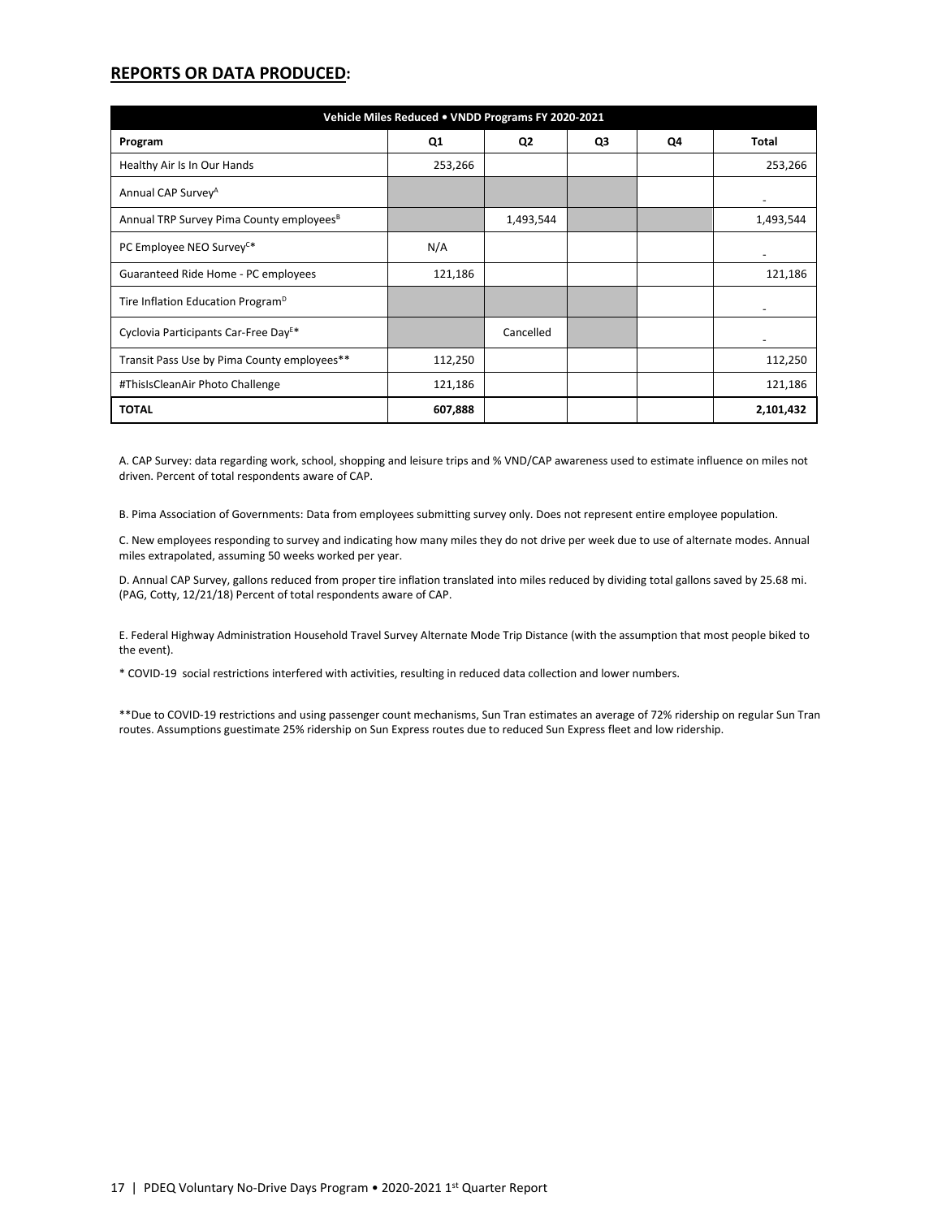## REPORTS OR DATA PRODUCED:

| Vehicle Miles Reduced • VNDD Programs FY 2020-2021 | | | | | |
|---|---|---|---|---|---|
| **Program** | **Q1** | **Q2** | **Q3** | **Q4** | **Total** |
| Healthy Air Is In Our Hands | 253,266 | | | | 253,266 |
| Annual CAP Survey[A] | | | | | - |
| Annual TRP Survey Pima County employees[B] | | 1,493,544 | | | 1,493,544 |
| PC Employee NEO Survey[C]* | N/A | | | | - |
| Guaranteed Ride Home - PC employees | 121,186 | | | | 121,186 |
| Tire Inflation Education Program[D] | | | | | - |
| Cyclovia Participants Car-Free Day[E]* | | Cancelled | | | - |
| Transit Pass Use by Pima County employees** | 112,250 | | | | 112,250 |
| #ThisIsCleanAir Photo Challenge | 121,186 | | | | 121,186 |
| **TOTAL** | **607,888** | | | | **2,101,432** |

A. CAP Survey: data regarding work, school, shopping and leisure trips and % VND/CAP awareness used to estimate influence on miles not driven. Percent of total respondents aware of CAP.

B. Pima Association of Governments: Data from employees submitting survey only. Does not represent entire employee population.

C. New employees responding to survey and indicating how many miles they do not drive per week due to use of alternate modes. Annual miles extrapolated, assuming 50 weeks worked per year.

D. Annual CAP Survey, gallons reduced from proper tire inflation translated into miles reduced by dividing total gallons saved by 25.68 mi. (PAG, Cotty, 12/21/18) Percent of total respondents aware of CAP.

E. Federal Highway Administration Household Travel Survey Alternate Mode Trip Distance (with the assumption that most people biked to the event).

* COVID-19 social restrictions interfered with activities, resulting in reduced data collection and lower numbers.

**Due to COVID-19 restrictions and using passenger count mechanisms, Sun Tran estimates an average of 72% ridership on regular Sun Tran routes. Assumptions guestimate 25% ridership on Sun Express routes due to reduced Sun Express fleet and low ridership.